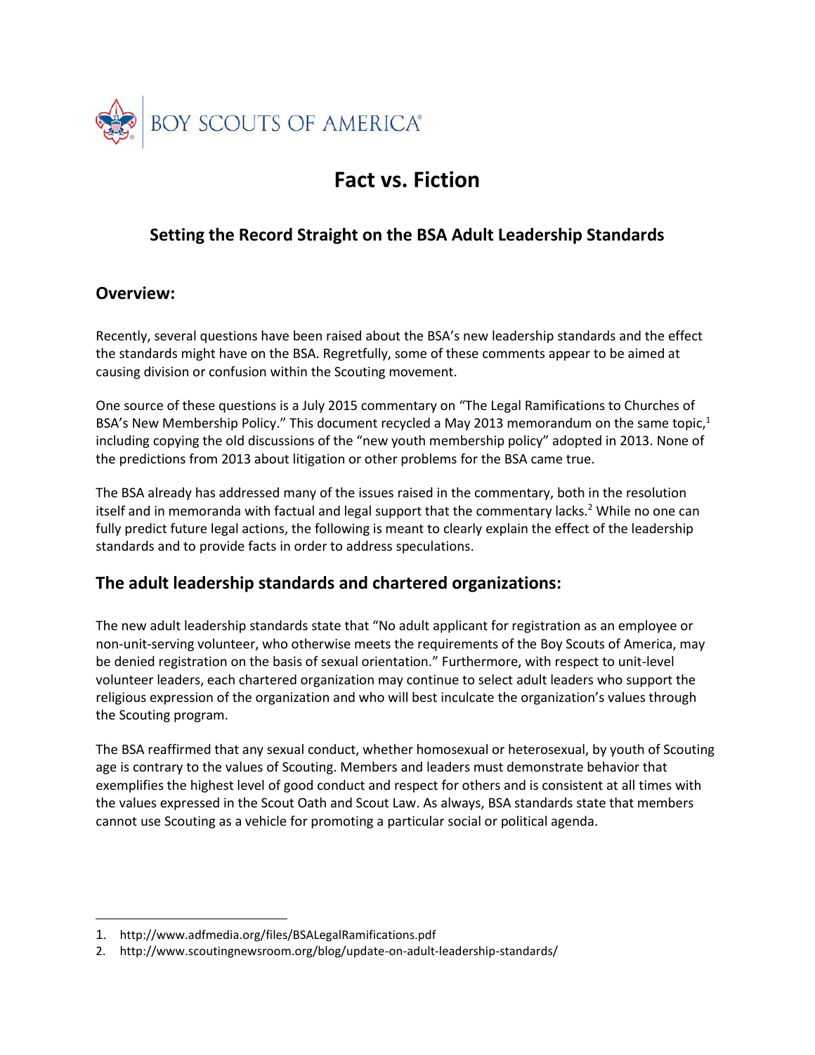BOY SCOUTS OF AMERICA®

# Fact vs. Fiction

## Setting the Record Straight on the BSA Adult Leadership Standards

## Overview:

Recently, several questions have been raised about the BSA's new leadership standards and the effect the standards might have on the BSA. Regretfully, some of these comments appear to be aimed at causing division or confusion within the Scouting movement.

One source of these questions is a July 2015 commentary on "The Legal Ramifications to Churches of BSA's New Membership Policy." This document recycled a May 2013 memorandum on the same topic,[1] including copying the old discussions of the "new youth membership policy" adopted in 2013. None of the predictions from 2013 about litigation or other problems for the BSA came true.

The BSA already has addressed many of the issues raised in the commentary, both in the resolution itself and in memoranda with factual and legal support that the commentary lacks.[2] While no one can fully predict future legal actions, the following is meant to clearly explain the effect of the leadership standards and to provide facts in order to address speculations.

## The adult leadership standards and chartered organizations:

The new adult leadership standards state that "No adult applicant for registration as an employee or non-unit-serving volunteer, who otherwise meets the requirements of the Boy Scouts of America, may be denied registration on the basis of sexual orientation." Furthermore, with respect to unit-level volunteer leaders, each chartered organization may continue to select adult leaders who support the religious expression of the organization and who will best inculcate the organization's values through the Scouting program.

The BSA reaffirmed that any sexual conduct, whether homosexual or heterosexual, by youth of Scouting age is contrary to the values of Scouting. Members and leaders must demonstrate behavior that exemplifies the highest level of good conduct and respect for others and is consistent at all times with the values expressed in the Scout Oath and Scout Law. As always, BSA standards state that members cannot use Scouting as a vehicle for promoting a particular social or political agenda.

---

1. http://www.adfmedia.org/files/BSALegalRamifications.pdf
2. http://www.scoutingnewsroom.org/blog/update-on-adult-leadership-standards/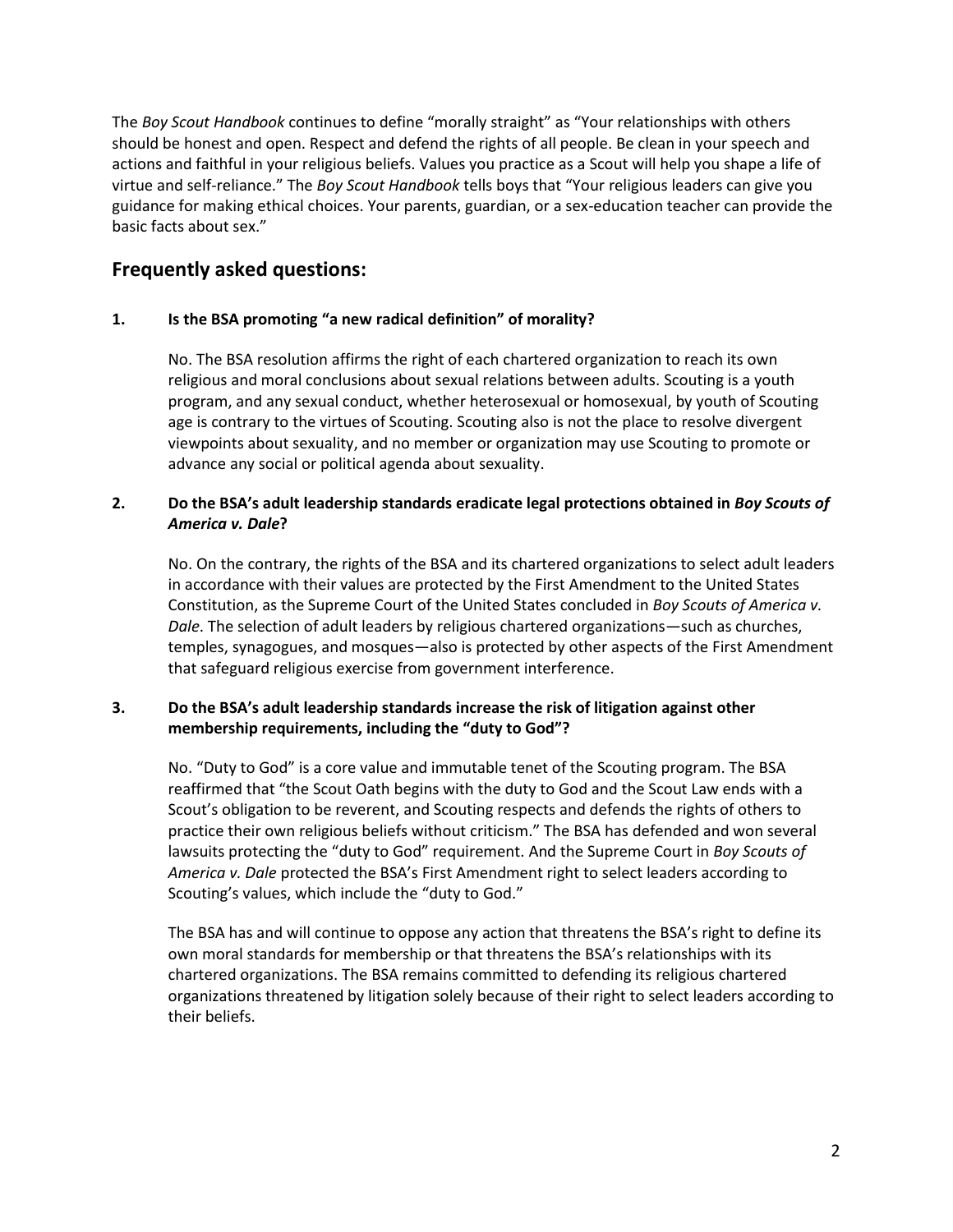The *Boy Scout Handbook* continues to define "morally straight" as "Your relationships with others should be honest and open. Respect and defend the rights of all people. Be clean in your speech and actions and faithful in your religious beliefs. Values you practice as a Scout will help you shape a life of virtue and self-reliance." The *Boy Scout Handbook* tells boys that "Your religious leaders can give you guidance for making ethical choices. Your parents, guardian, or a sex-education teacher can provide the basic facts about sex."

## Frequently asked questions:

**1. Is the BSA promoting "a new radical definition" of morality?**

No. The BSA resolution affirms the right of each chartered organization to reach its own religious and moral conclusions about sexual relations between adults. Scouting is a youth program, and any sexual conduct, whether heterosexual or homosexual, by youth of Scouting age is contrary to the virtues of Scouting. Scouting also is not the place to resolve divergent viewpoints about sexuality, and no member or organization may use Scouting to promote or advance any social or political agenda about sexuality.

**2. Do the BSA's adult leadership standards eradicate legal protections obtained in *Boy Scouts of America v. Dale*?**

No. On the contrary, the rights of the BSA and its chartered organizations to select adult leaders in accordance with their values are protected by the First Amendment to the United States Constitution, as the Supreme Court of the United States concluded in *Boy Scouts of America v. Dale*. The selection of adult leaders by religious chartered organizations—such as churches, temples, synagogues, and mosques—also is protected by other aspects of the First Amendment that safeguard religious exercise from government interference.

**3. Do the BSA's adult leadership standards increase the risk of litigation against other membership requirements, including the "duty to God"?**

No. "Duty to God" is a core value and immutable tenet of the Scouting program. The BSA reaffirmed that "the Scout Oath begins with the duty to God and the Scout Law ends with a Scout's obligation to be reverent, and Scouting respects and defends the rights of others to practice their own religious beliefs without criticism." The BSA has defended and won several lawsuits protecting the "duty to God" requirement. And the Supreme Court in *Boy Scouts of America v. Dale* protected the BSA's First Amendment right to select leaders according to Scouting's values, which include the "duty to God."

The BSA has and will continue to oppose any action that threatens the BSA's right to define its own moral standards for membership or that threatens the BSA's relationships with its chartered organizations. The BSA remains committed to defending its religious chartered organizations threatened by litigation solely because of their right to select leaders according to their beliefs.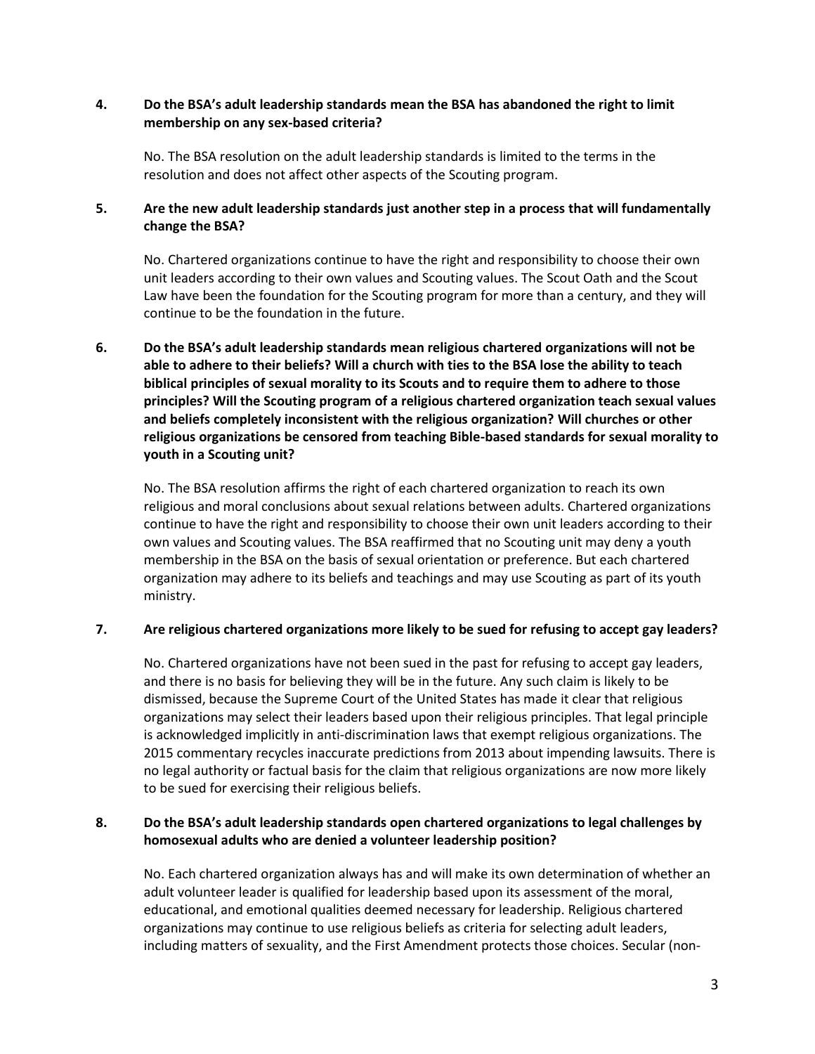**4. Do the BSA's adult leadership standards mean the BSA has abandoned the right to limit membership on any sex-based criteria?**

No. The BSA resolution on the adult leadership standards is limited to the terms in the resolution and does not affect other aspects of the Scouting program.

**5. Are the new adult leadership standards just another step in a process that will fundamentally change the BSA?**

No. Chartered organizations continue to have the right and responsibility to choose their own unit leaders according to their own values and Scouting values. The Scout Oath and the Scout Law have been the foundation for the Scouting program for more than a century, and they will continue to be the foundation in the future.

**6. Do the BSA's adult leadership standards mean religious chartered organizations will not be able to adhere to their beliefs? Will a church with ties to the BSA lose the ability to teach biblical principles of sexual morality to its Scouts and to require them to adhere to those principles? Will the Scouting program of a religious chartered organization teach sexual values and beliefs completely inconsistent with the religious organization? Will churches or other religious organizations be censored from teaching Bible-based standards for sexual morality to youth in a Scouting unit?**

No. The BSA resolution affirms the right of each chartered organization to reach its own religious and moral conclusions about sexual relations between adults. Chartered organizations continue to have the right and responsibility to choose their own unit leaders according to their own values and Scouting values. The BSA reaffirmed that no Scouting unit may deny a youth membership in the BSA on the basis of sexual orientation or preference. But each chartered organization may adhere to its beliefs and teachings and may use Scouting as part of its youth ministry.

**7. Are religious chartered organizations more likely to be sued for refusing to accept gay leaders?**

No. Chartered organizations have not been sued in the past for refusing to accept gay leaders, and there is no basis for believing they will be in the future. Any such claim is likely to be dismissed, because the Supreme Court of the United States has made it clear that religious organizations may select their leaders based upon their religious principles. That legal principle is acknowledged implicitly in anti-discrimination laws that exempt religious organizations. The 2015 commentary recycles inaccurate predictions from 2013 about impending lawsuits. There is no legal authority or factual basis for the claim that religious organizations are now more likely to be sued for exercising their religious beliefs.

**8. Do the BSA's adult leadership standards open chartered organizations to legal challenges by homosexual adults who are denied a volunteer leadership position?**

No. Each chartered organization always has and will make its own determination of whether an adult volunteer leader is qualified for leadership based upon its assessment of the moral, educational, and emotional qualities deemed necessary for leadership. Religious chartered organizations may continue to use religious beliefs as criteria for selecting adult leaders, including matters of sexuality, and the First Amendment protects those choices. Secular (non-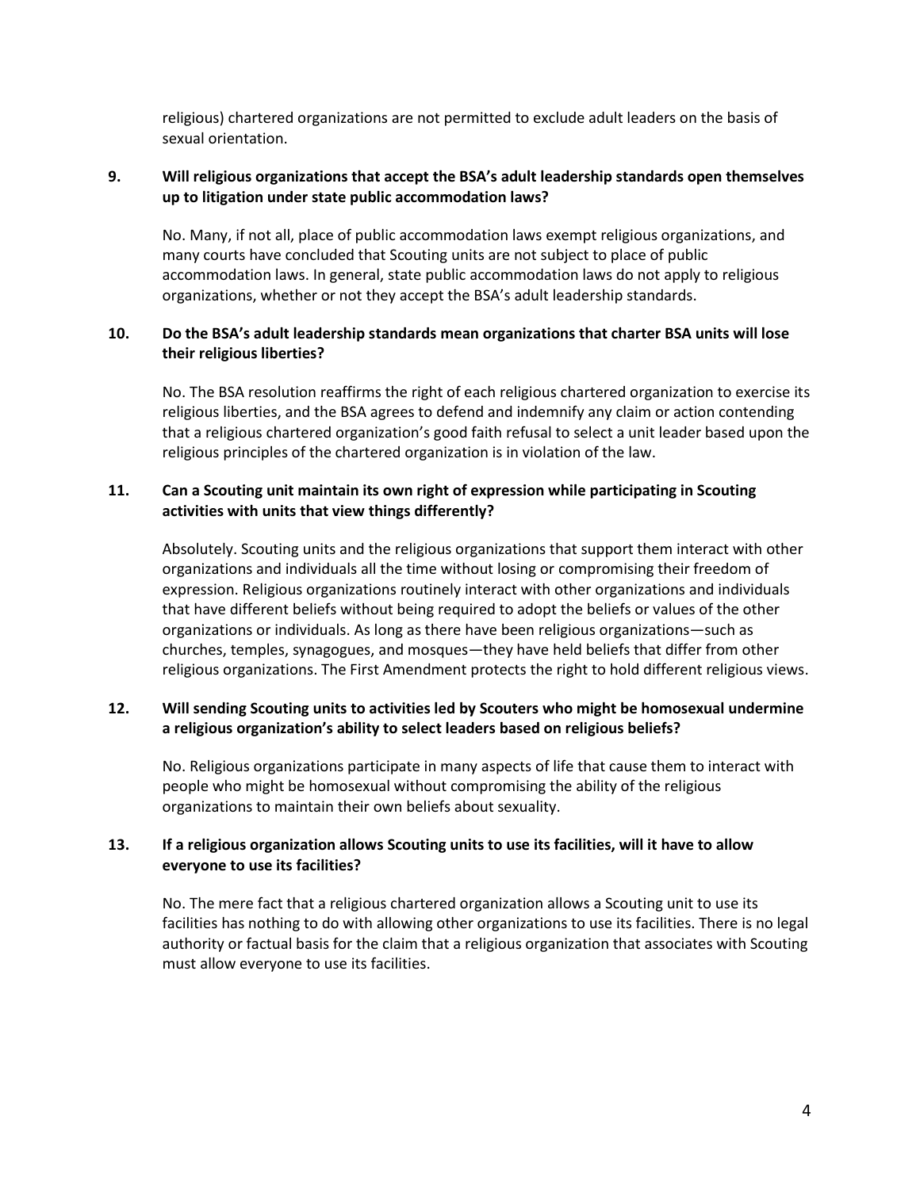religious) chartered organizations are not permitted to exclude adult leaders on the basis of sexual orientation.

**9. Will religious organizations that accept the BSA's adult leadership standards open themselves up to litigation under state public accommodation laws?**

No. Many, if not all, place of public accommodation laws exempt religious organizations, and many courts have concluded that Scouting units are not subject to place of public accommodation laws. In general, state public accommodation laws do not apply to religious organizations, whether or not they accept the BSA's adult leadership standards.

**10. Do the BSA's adult leadership standards mean organizations that charter BSA units will lose their religious liberties?**

No. The BSA resolution reaffirms the right of each religious chartered organization to exercise its religious liberties, and the BSA agrees to defend and indemnify any claim or action contending that a religious chartered organization's good faith refusal to select a unit leader based upon the religious principles of the chartered organization is in violation of the law.

**11. Can a Scouting unit maintain its own right of expression while participating in Scouting activities with units that view things differently?**

Absolutely. Scouting units and the religious organizations that support them interact with other organizations and individuals all the time without losing or compromising their freedom of expression. Religious organizations routinely interact with other organizations and individuals that have different beliefs without being required to adopt the beliefs or values of the other organizations or individuals. As long as there have been religious organizations—such as churches, temples, synagogues, and mosques—they have held beliefs that differ from other religious organizations. The First Amendment protects the right to hold different religious views.

**12. Will sending Scouting units to activities led by Scouters who might be homosexual undermine a religious organization's ability to select leaders based on religious beliefs?**

No. Religious organizations participate in many aspects of life that cause them to interact with people who might be homosexual without compromising the ability of the religious organizations to maintain their own beliefs about sexuality.

**13. If a religious organization allows Scouting units to use its facilities, will it have to allow everyone to use its facilities?**

No. The mere fact that a religious chartered organization allows a Scouting unit to use its facilities has nothing to do with allowing other organizations to use its facilities. There is no legal authority or factual basis for the claim that a religious organization that associates with Scouting must allow everyone to use its facilities.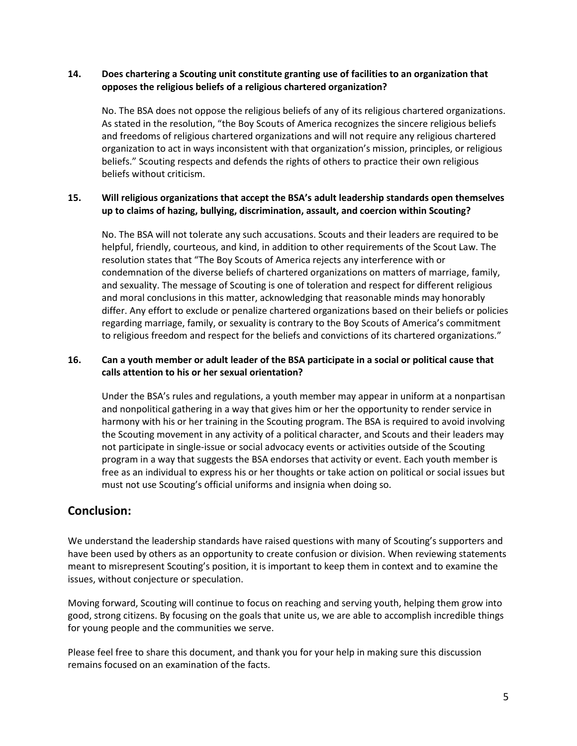**14. Does chartering a Scouting unit constitute granting use of facilities to an organization that opposes the religious beliefs of a religious chartered organization?**

No. The BSA does not oppose the religious beliefs of any of its religious chartered organizations. As stated in the resolution, "the Boy Scouts of America recognizes the sincere religious beliefs and freedoms of religious chartered organizations and will not require any religious chartered organization to act in ways inconsistent with that organization's mission, principles, or religious beliefs." Scouting respects and defends the rights of others to practice their own religious beliefs without criticism.

**15. Will religious organizations that accept the BSA's adult leadership standards open themselves up to claims of hazing, bullying, discrimination, assault, and coercion within Scouting?**

No. The BSA will not tolerate any such accusations. Scouts and their leaders are required to be helpful, friendly, courteous, and kind, in addition to other requirements of the Scout Law. The resolution states that "The Boy Scouts of America rejects any interference with or condemnation of the diverse beliefs of chartered organizations on matters of marriage, family, and sexuality. The message of Scouting is one of toleration and respect for different religious and moral conclusions in this matter, acknowledging that reasonable minds may honorably differ. Any effort to exclude or penalize chartered organizations based on their beliefs or policies regarding marriage, family, or sexuality is contrary to the Boy Scouts of America's commitment to religious freedom and respect for the beliefs and convictions of its chartered organizations."

**16. Can a youth member or adult leader of the BSA participate in a social or political cause that calls attention to his or her sexual orientation?**

Under the BSA's rules and regulations, a youth member may appear in uniform at a nonpartisan and nonpolitical gathering in a way that gives him or her the opportunity to render service in harmony with his or her training in the Scouting program. The BSA is required to avoid involving the Scouting movement in any activity of a political character, and Scouts and their leaders may not participate in single-issue or social advocacy events or activities outside of the Scouting program in a way that suggests the BSA endorses that activity or event. Each youth member is free as an individual to express his or her thoughts or take action on political or social issues but must not use Scouting's official uniforms and insignia when doing so.

## Conclusion:

We understand the leadership standards have raised questions with many of Scouting's supporters and have been used by others as an opportunity to create confusion or division. When reviewing statements meant to misrepresent Scouting's position, it is important to keep them in context and to examine the issues, without conjecture or speculation.

Moving forward, Scouting will continue to focus on reaching and serving youth, helping them grow into good, strong citizens. By focusing on the goals that unite us, we are able to accomplish incredible things for young people and the communities we serve.

Please feel free to share this document, and thank you for your help in making sure this discussion remains focused on an examination of the facts.